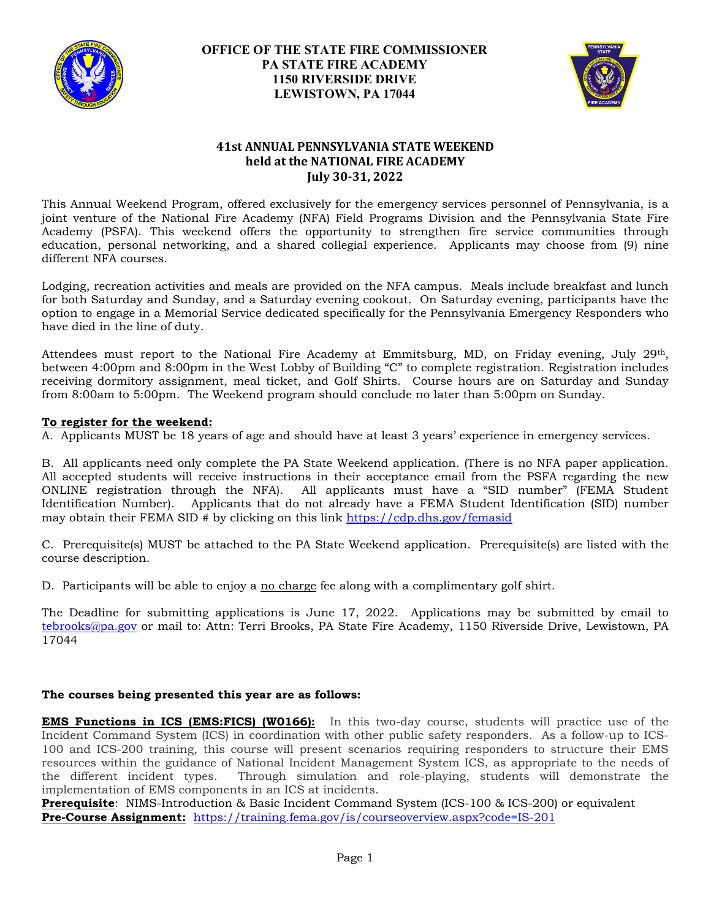**OFFICE OF THE STATE FIRE COMMISSIONER**
**PA STATE FIRE ACADEMY**
**1150 RIVERSIDE DRIVE**
**LEWISTOWN, PA 17044**

# 41st ANNUAL PENNSYLVANIA STATE WEEKEND
## held at the NATIONAL FIRE ACADEMY
## July 30-31, 2022

This Annual Weekend Program, offered exclusively for the emergency services personnel of Pennsylvania, is a joint venture of the National Fire Academy (NFA) Field Programs Division and the Pennsylvania State Fire Academy (PSFA). This weekend offers the opportunity to strengthen fire service communities through education, personal networking, and a shared collegial experience. Applicants may choose from (9) nine different NFA courses.

Lodging, recreation activities and meals are provided on the NFA campus. Meals include breakfast and lunch for both Saturday and Sunday, and a Saturday evening cookout. On Saturday evening, participants have the option to engage in a Memorial Service dedicated specifically for the Pennsylvania Emergency Responders who have died in the line of duty.

Attendees must report to the National Fire Academy at Emmitsburg, MD, on Friday evening, July 29th, between 4:00pm and 8:00pm in the West Lobby of Building "C" to complete registration. Registration includes receiving dormitory assignment, meal ticket, and Golf Shirts. Course hours are on Saturday and Sunday from 8:00am to 5:00pm. The Weekend program should conclude no later than 5:00pm on Sunday.

**To register for the weekend:**

A. Applicants MUST be 18 years of age and should have at least 3 years' experience in emergency services.

B. All applicants need only complete the PA State Weekend application. (There is no NFA paper application. All accepted students will receive instructions in their acceptance email from the PSFA regarding the new ONLINE registration through the NFA). All applicants must have a "SID number" (FEMA Student Identification Number). Applicants that do not already have a FEMA Student Identification (SID) number may obtain their FEMA SID # by clicking on this link https://cdp.dhs.gov/femasid

C. Prerequisite(s) MUST be attached to the PA State Weekend application. Prerequisite(s) are listed with the course description.

D. Participants will be able to enjoy a no charge fee along with a complimentary golf shirt.

The Deadline for submitting applications is June 17, 2022. Applications may be submitted by email to tebrooks@pa.gov or mail to: Attn: Terri Brooks, PA State Fire Academy, 1150 Riverside Drive, Lewistown, PA 17044

**The courses being presented this year are as follows:**

**EMS Functions in ICS (EMS:FICS) (W0166):** In this two-day course, students will practice use of the Incident Command System (ICS) in coordination with other public safety responders. As a follow-up to ICS-100 and ICS-200 training, this course will present scenarios requiring responders to structure their EMS resources within the guidance of National Incident Management System ICS, as appropriate to the needs of the different incident types. Through simulation and role-playing, students will demonstrate the implementation of EMS components in an ICS at incidents.

**Prerequisite**: NIMS-Introduction & Basic Incident Command System (ICS-100 & ICS-200) or equivalent

**Pre-Course Assignment:** https://training.fema.gov/is/courseoverview.aspx?code=IS-201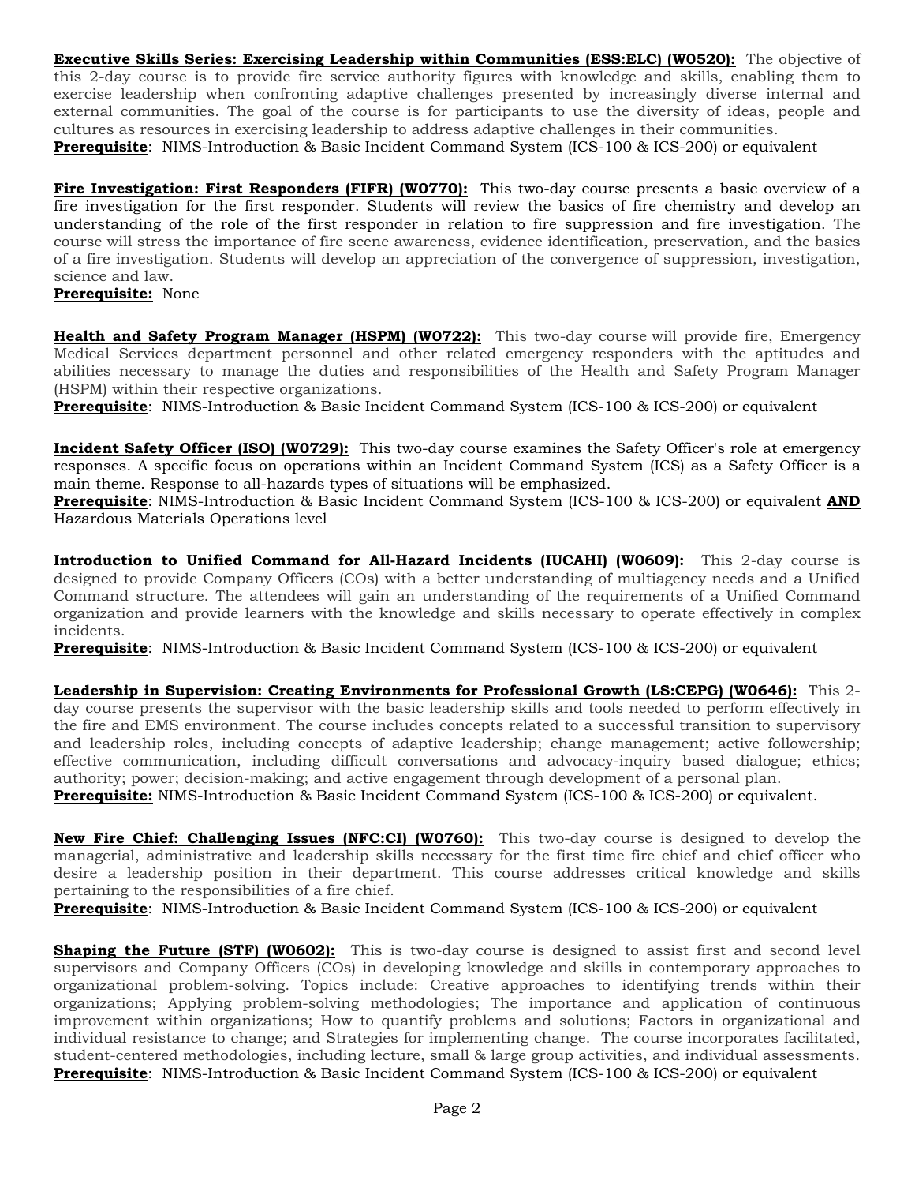**Executive Skills Series: Exercising Leadership within Communities (ESS:ELC) (W0520):** The objective of this 2-day course is to provide fire service authority figures with knowledge and skills, enabling them to exercise leadership when confronting adaptive challenges presented by increasingly diverse internal and external communities. The goal of the course is for participants to use the diversity of ideas, people and cultures as resources in exercising leadership to address adaptive challenges in their communities.
**Prerequisite**: NIMS-Introduction & Basic Incident Command System (ICS-100 & ICS-200) or equivalent

**Fire Investigation: First Responders (FIFR) (W0770):** This two-day course presents a basic overview of a fire investigation for the first responder. Students will review the basics of fire chemistry and develop an understanding of the role of the first responder in relation to fire suppression and fire investigation. The course will stress the importance of fire scene awareness, evidence identification, preservation, and the basics of a fire investigation. Students will develop an appreciation of the convergence of suppression, investigation, science and law.
**Prerequisite:** None

**Health and Safety Program Manager (HSPM) (W0722):** This two-day course will provide fire, Emergency Medical Services department personnel and other related emergency responders with the aptitudes and abilities necessary to manage the duties and responsibilities of the Health and Safety Program Manager (HSPM) within their respective organizations.
**Prerequisite**: NIMS-Introduction & Basic Incident Command System (ICS-100 & ICS-200) or equivalent

**Incident Safety Officer (ISO) (W0729):** This two-day course examines the Safety Officer's role at emergency responses. A specific focus on operations within an Incident Command System (ICS) as a Safety Officer is a main theme. Response to all-hazards types of situations will be emphasized.
**Prerequisite**: NIMS-Introduction & Basic Incident Command System (ICS-100 & ICS-200) or equivalent **AND** Hazardous Materials Operations level

**Introduction to Unified Command for All-Hazard Incidents (IUCAHI) (W0609):** This 2-day course is designed to provide Company Officers (COs) with a better understanding of multiagency needs and a Unified Command structure. The attendees will gain an understanding of the requirements of a Unified Command organization and provide learners with the knowledge and skills necessary to operate effectively in complex incidents.
**Prerequisite**: NIMS-Introduction & Basic Incident Command System (ICS-100 & ICS-200) or equivalent

**Leadership in Supervision: Creating Environments for Professional Growth (LS:CEPG) (W0646):** This 2-day course presents the supervisor with the basic leadership skills and tools needed to perform effectively in the fire and EMS environment. The course includes concepts related to a successful transition to supervisory and leadership roles, including concepts of adaptive leadership; change management; active followership; effective communication, including difficult conversations and advocacy-inquiry based dialogue; ethics; authority; power; decision-making; and active engagement through development of a personal plan.
**Prerequisite:** NIMS-Introduction & Basic Incident Command System (ICS-100 & ICS-200) or equivalent.

**New Fire Chief: Challenging Issues (NFC:CI) (W0760):** This two-day course is designed to develop the managerial, administrative and leadership skills necessary for the first time fire chief and chief officer who desire a leadership position in their department. This course addresses critical knowledge and skills pertaining to the responsibilities of a fire chief.
**Prerequisite**: NIMS-Introduction & Basic Incident Command System (ICS-100 & ICS-200) or equivalent

**Shaping the Future (STF) (W0602):** This is two-day course is designed to assist first and second level supervisors and Company Officers (COs) in developing knowledge and skills in contemporary approaches to organizational problem-solving. Topics include: Creative approaches to identifying trends within their organizations; Applying problem-solving methodologies; The importance and application of continuous improvement within organizations; How to quantify problems and solutions; Factors in organizational and individual resistance to change; and Strategies for implementing change. The course incorporates facilitated, student-centered methodologies, including lecture, small & large group activities, and individual assessments.
**Prerequisite**: NIMS-Introduction & Basic Incident Command System (ICS-100 & ICS-200) or equivalent